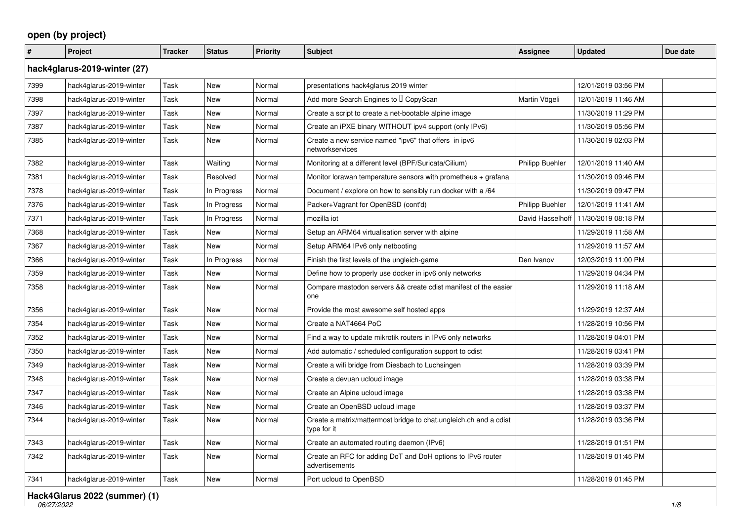## open (by project)

| # | Project | Tracker | Status | Priority | Subject | Assignee | Updated | Due date |
|---|---|---|---|---|---|---|---|---|
| **hack4glarus-2019-winter (27)** | | | | | | | | |
| 7399 | hack4glarus-2019-winter | Task | New | Normal | presentations hack4glarus 2019 winter | | 12/01/2019 03:56 PM | |
| 7398 | hack4glarus-2019-winter | Task | New | Normal | Add more Search Engines to  CopyScan | Martin Vögeli | 12/01/2019 11:46 AM | |
| 7397 | hack4glarus-2019-winter | Task | New | Normal | Create a script to create a net-bootable alpine image | | 11/30/2019 11:29 PM | |
| 7387 | hack4glarus-2019-winter | Task | New | Normal | Create an iPXE binary WITHOUT ipv4 support (only IPv6) | | 11/30/2019 05:56 PM | |
| 7385 | hack4glarus-2019-winter | Task | New | Normal | Create a new service named "ipv6" that offers in ipv6 networkservices | | 11/30/2019 02:03 PM | |
| 7382 | hack4glarus-2019-winter | Task | Waiting | Normal | Monitoring at a different level (BPF/Suricata/Cilium) | Philipp Buehler | 12/01/2019 11:40 AM | |
| 7381 | hack4glarus-2019-winter | Task | Resolved | Normal | Monitor lorawan temperature sensors with prometheus + grafana | | 11/30/2019 09:46 PM | |
| 7378 | hack4glarus-2019-winter | Task | In Progress | Normal | Document / explore on how to sensibly run docker with a /64 | | 11/30/2019 09:47 PM | |
| 7376 | hack4glarus-2019-winter | Task | In Progress | Normal | Packer+Vagrant for OpenBSD (cont'd) | Philipp Buehler | 12/01/2019 11:41 AM | |
| 7371 | hack4glarus-2019-winter | Task | In Progress | Normal | mozilla iot | David Hasselhoff | 11/30/2019 08:18 PM | |
| 7368 | hack4glarus-2019-winter | Task | New | Normal | Setup an ARM64 virtualisation server with alpine | | 11/29/2019 11:58 AM | |
| 7367 | hack4glarus-2019-winter | Task | New | Normal | Setup ARM64 IPv6 only netbooting | | 11/29/2019 11:57 AM | |
| 7366 | hack4glarus-2019-winter | Task | In Progress | Normal | Finish the first levels of the ungleich-game | Den Ivanov | 12/03/2019 11:00 PM | |
| 7359 | hack4glarus-2019-winter | Task | New | Normal | Define how to properly use docker in ipv6 only networks | | 11/29/2019 04:34 PM | |
| 7358 | hack4glarus-2019-winter | Task | New | Normal | Compare mastodon servers && create cdist manifest of the easier one | | 11/29/2019 11:18 AM | |
| 7356 | hack4glarus-2019-winter | Task | New | Normal | Provide the most awesome self hosted apps | | 11/29/2019 12:37 AM | |
| 7354 | hack4glarus-2019-winter | Task | New | Normal | Create a NAT4664 PoC | | 11/28/2019 10:56 PM | |
| 7352 | hack4glarus-2019-winter | Task | New | Normal | Find a way to update mikrotik routers in IPv6 only networks | | 11/28/2019 04:01 PM | |
| 7350 | hack4glarus-2019-winter | Task | New | Normal | Add automatic / scheduled configuration support to cdist | | 11/28/2019 03:41 PM | |
| 7349 | hack4glarus-2019-winter | Task | New | Normal | Create a wifi bridge from Diesbach to Luchsingen | | 11/28/2019 03:39 PM | |
| 7348 | hack4glarus-2019-winter | Task | New | Normal | Create a devuan ucloud image | | 11/28/2019 03:38 PM | |
| 7347 | hack4glarus-2019-winter | Task | New | Normal | Create an Alpine ucloud image | | 11/28/2019 03:38 PM | |
| 7346 | hack4glarus-2019-winter | Task | New | Normal | Create an OpenBSD ucloud image | | 11/28/2019 03:37 PM | |
| 7344 | hack4glarus-2019-winter | Task | New | Normal | Create a matrix/mattermost bridge to chat.ungleich.ch and a cdist type for it | | 11/28/2019 03:36 PM | |
| 7343 | hack4glarus-2019-winter | Task | New | Normal | Create an automated routing daemon (IPv6) | | 11/28/2019 01:51 PM | |
| 7342 | hack4glarus-2019-winter | Task | New | Normal | Create an RFC for adding DoT and DoH options to IPv6 router advertisements | | 11/28/2019 01:45 PM | |
| 7341 | hack4glarus-2019-winter | Task | New | Normal | Port ucloud to OpenBSD | | 11/28/2019 01:45 PM | |

**Hack4Glarus 2022 (summer) (1)**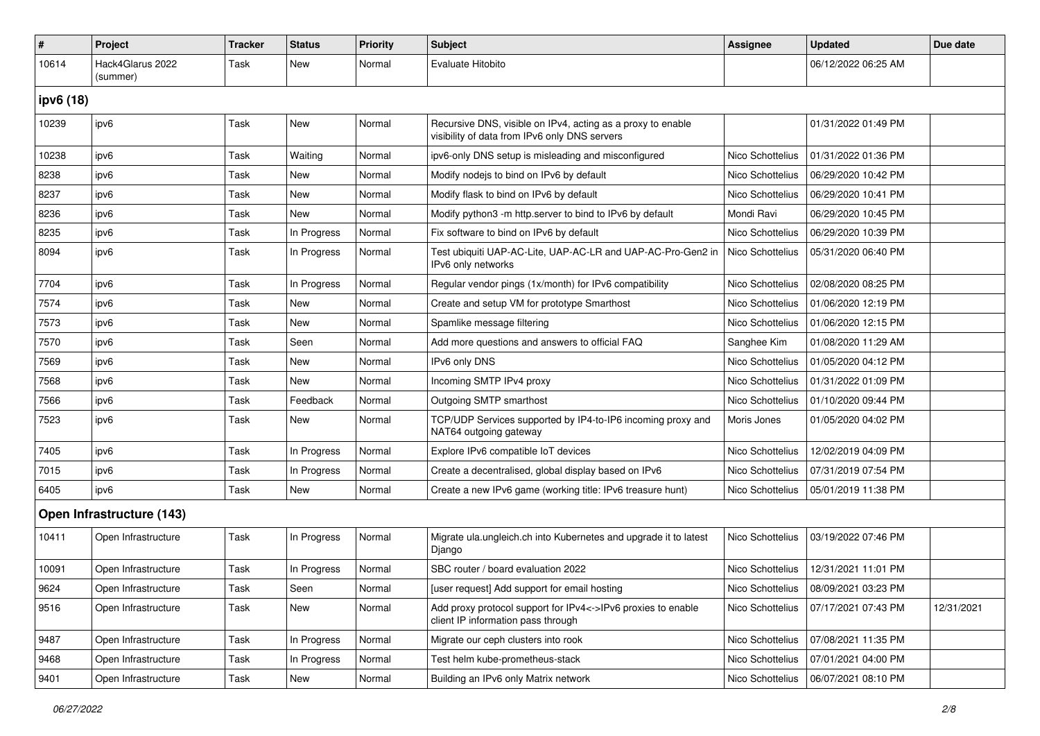| # | Project | Tracker | Status | Priority | Subject | Assignee | Updated | Due date |
|---|---|---|---|---|---|---|---|---|
| 10614 | Hack4Glarus 2022 (summer) | Task | New | Normal | Evaluate Hitobito | | 06/12/2022 06:25 AM | |
| **ipv6 (18)** | | | | | | | | |
| 10239 | ipv6 | Task | New | Normal | Recursive DNS, visible on IPv4, acting as a proxy to enable visibility of data from IPv6 only DNS servers | | 01/31/2022 01:49 PM | |
| 10238 | ipv6 | Task | Waiting | Normal | ipv6-only DNS setup is misleading and misconfigured | Nico Schottelius | 01/31/2022 01:36 PM | |
| 8238 | ipv6 | Task | New | Normal | Modify nodejs to bind on IPv6 by default | Nico Schottelius | 06/29/2020 10:42 PM | |
| 8237 | ipv6 | Task | New | Normal | Modify flask to bind on IPv6 by default | Nico Schottelius | 06/29/2020 10:41 PM | |
| 8236 | ipv6 | Task | New | Normal | Modify python3 -m http.server to bind to IPv6 by default | Mondi Ravi | 06/29/2020 10:45 PM | |
| 8235 | ipv6 | Task | In Progress | Normal | Fix software to bind on IPv6 by default | Nico Schottelius | 06/29/2020 10:39 PM | |
| 8094 | ipv6 | Task | In Progress | Normal | Test ubiquiti UAP-AC-Lite, UAP-AC-LR and UAP-AC-Pro-Gen2 in IPv6 only networks | Nico Schottelius | 05/31/2020 06:40 PM | |
| 7704 | ipv6 | Task | In Progress | Normal | Regular vendor pings (1x/month) for IPv6 compatibility | Nico Schottelius | 02/08/2020 08:25 PM | |
| 7574 | ipv6 | Task | New | Normal | Create and setup VM for prototype Smarthost | Nico Schottelius | 01/06/2020 12:19 PM | |
| 7573 | ipv6 | Task | New | Normal | Spamlike message filtering | Nico Schottelius | 01/06/2020 12:15 PM | |
| 7570 | ipv6 | Task | Seen | Normal | Add more questions and answers to official FAQ | Sanghee Kim | 01/08/2020 11:29 AM | |
| 7569 | ipv6 | Task | New | Normal | IPv6 only DNS | Nico Schottelius | 01/05/2020 04:12 PM | |
| 7568 | ipv6 | Task | New | Normal | Incoming SMTP IPv4 proxy | Nico Schottelius | 01/31/2022 01:09 PM | |
| 7566 | ipv6 | Task | Feedback | Normal | Outgoing SMTP smarthost | Nico Schottelius | 01/10/2020 09:44 PM | |
| 7523 | ipv6 | Task | New | Normal | TCP/UDP Services supported by IP4-to-IP6 incoming proxy and NAT64 outgoing gateway | Moris Jones | 01/05/2020 04:02 PM | |
| 7405 | ipv6 | Task | In Progress | Normal | Explore IPv6 compatible IoT devices | Nico Schottelius | 12/02/2019 04:09 PM | |
| 7015 | ipv6 | Task | In Progress | Normal | Create a decentralised, global display based on IPv6 | Nico Schottelius | 07/31/2019 07:54 PM | |
| 6405 | ipv6 | Task | New | Normal | Create a new IPv6 game (working title: IPv6 treasure hunt) | Nico Schottelius | 05/01/2019 11:38 PM | |
| **Open Infrastructure (143)** | | | | | | | | |
| 10411 | Open Infrastructure | Task | In Progress | Normal | Migrate ula.ungleich.ch into Kubernetes and upgrade it to latest Django | Nico Schottelius | 03/19/2022 07:46 PM | |
| 10091 | Open Infrastructure | Task | In Progress | Normal | SBC router / board evaluation 2022 | Nico Schottelius | 12/31/2021 11:01 PM | |
| 9624 | Open Infrastructure | Task | Seen | Normal | [user request] Add support for email hosting | Nico Schottelius | 08/09/2021 03:23 PM | |
| 9516 | Open Infrastructure | Task | New | Normal | Add proxy protocol support for IPv4<->IPv6 proxies to enable client IP information pass through | Nico Schottelius | 07/17/2021 07:43 PM | 12/31/2021 |
| 9487 | Open Infrastructure | Task | In Progress | Normal | Migrate our ceph clusters into rook | Nico Schottelius | 07/08/2021 11:35 PM | |
| 9468 | Open Infrastructure | Task | In Progress | Normal | Test helm kube-prometheus-stack | Nico Schottelius | 07/01/2021 04:00 PM | |
| 9401 | Open Infrastructure | Task | New | Normal | Building an IPv6 only Matrix network | Nico Schottelius | 06/07/2021 08:10 PM | |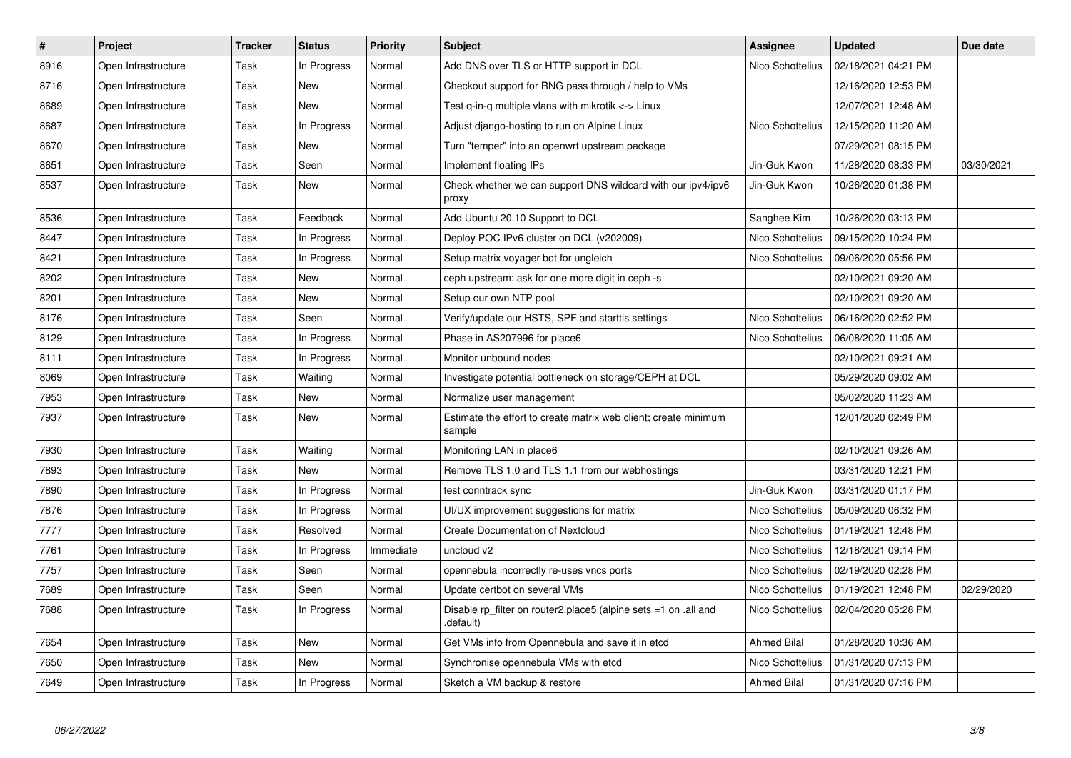| # | Project | Tracker | Status | Priority | Subject | Assignee | Updated | Due date |
|---|---|---|---|---|---|---|---|---|
| 8916 | Open Infrastructure | Task | In Progress | Normal | Add DNS over TLS or HTTP support in DCL | Nico Schottelius | 02/18/2021 04:21 PM | |
| 8716 | Open Infrastructure | Task | New | Normal | Checkout support for RNG pass through / help to VMs | | 12/16/2020 12:53 PM | |
| 8689 | Open Infrastructure | Task | New | Normal | Test q-in-q multiple vlans with mikrotik <-> Linux | | 12/07/2021 12:48 AM | |
| 8687 | Open Infrastructure | Task | In Progress | Normal | Adjust django-hosting to run on Alpine Linux | Nico Schottelius | 12/15/2020 11:20 AM | |
| 8670 | Open Infrastructure | Task | New | Normal | Turn "temper" into an openwrt upstream package | | 07/29/2021 08:15 PM | |
| 8651 | Open Infrastructure | Task | Seen | Normal | Implement floating IPs | Jin-Guk Kwon | 11/28/2020 08:33 PM | 03/30/2021 |
| 8537 | Open Infrastructure | Task | New | Normal | Check whether we can support DNS wildcard with our ipv4/ipv6 proxy | Jin-Guk Kwon | 10/26/2020 01:38 PM | |
| 8536 | Open Infrastructure | Task | Feedback | Normal | Add Ubuntu 20.10 Support to DCL | Sanghee Kim | 10/26/2020 03:13 PM | |
| 8447 | Open Infrastructure | Task | In Progress | Normal | Deploy POC IPv6 cluster on DCL (v202009) | Nico Schottelius | 09/15/2020 10:24 PM | |
| 8421 | Open Infrastructure | Task | In Progress | Normal | Setup matrix voyager bot for ungleich | Nico Schottelius | 09/06/2020 05:56 PM | |
| 8202 | Open Infrastructure | Task | New | Normal | ceph upstream: ask for one more digit in ceph -s | | 02/10/2021 09:20 AM | |
| 8201 | Open Infrastructure | Task | New | Normal | Setup our own NTP pool | | 02/10/2021 09:20 AM | |
| 8176 | Open Infrastructure | Task | Seen | Normal | Verify/update our HSTS, SPF and starttls settings | Nico Schottelius | 06/16/2020 02:52 PM | |
| 8129 | Open Infrastructure | Task | In Progress | Normal | Phase in AS207996 for place6 | Nico Schottelius | 06/08/2020 11:05 AM | |
| 8111 | Open Infrastructure | Task | In Progress | Normal | Monitor unbound nodes | | 02/10/2021 09:21 AM | |
| 8069 | Open Infrastructure | Task | Waiting | Normal | Investigate potential bottleneck on storage/CEPH at DCL | | 05/29/2020 09:02 AM | |
| 7953 | Open Infrastructure | Task | New | Normal | Normalize user management | | 05/02/2020 11:23 AM | |
| 7937 | Open Infrastructure | Task | New | Normal | Estimate the effort to create matrix web client; create minimum sample | | 12/01/2020 02:49 PM | |
| 7930 | Open Infrastructure | Task | Waiting | Normal | Monitoring LAN in place6 | | 02/10/2021 09:26 AM | |
| 7893 | Open Infrastructure | Task | New | Normal | Remove TLS 1.0 and TLS 1.1 from our webhostings | | 03/31/2020 12:21 PM | |
| 7890 | Open Infrastructure | Task | In Progress | Normal | test conntrack sync | Jin-Guk Kwon | 03/31/2020 01:17 PM | |
| 7876 | Open Infrastructure | Task | In Progress | Normal | UI/UX improvement suggestions for matrix | Nico Schottelius | 05/09/2020 06:32 PM | |
| 7777 | Open Infrastructure | Task | Resolved | Normal | Create Documentation of Nextcloud | Nico Schottelius | 01/19/2021 12:48 PM | |
| 7761 | Open Infrastructure | Task | In Progress | Immediate | uncloud v2 | Nico Schottelius | 12/18/2021 09:14 PM | |
| 7757 | Open Infrastructure | Task | Seen | Normal | opennebula incorrectly re-uses vncs ports | Nico Schottelius | 02/19/2020 02:28 PM | |
| 7689 | Open Infrastructure | Task | Seen | Normal | Update certbot on several VMs | Nico Schottelius | 01/19/2021 12:48 PM | 02/29/2020 |
| 7688 | Open Infrastructure | Task | In Progress | Normal | Disable rp_filter on router2.place5 (alpine sets =1 on .all and .default) | Nico Schottelius | 02/04/2020 05:28 PM | |
| 7654 | Open Infrastructure | Task | New | Normal | Get VMs info from Opennebula and save it in etcd | Ahmed Bilal | 01/28/2020 10:36 AM | |
| 7650 | Open Infrastructure | Task | New | Normal | Synchronise opennebula VMs with etcd | Nico Schottelius | 01/31/2020 07:13 PM | |
| 7649 | Open Infrastructure | Task | In Progress | Normal | Sketch a VM backup & restore | Ahmed Bilal | 01/31/2020 07:16 PM | |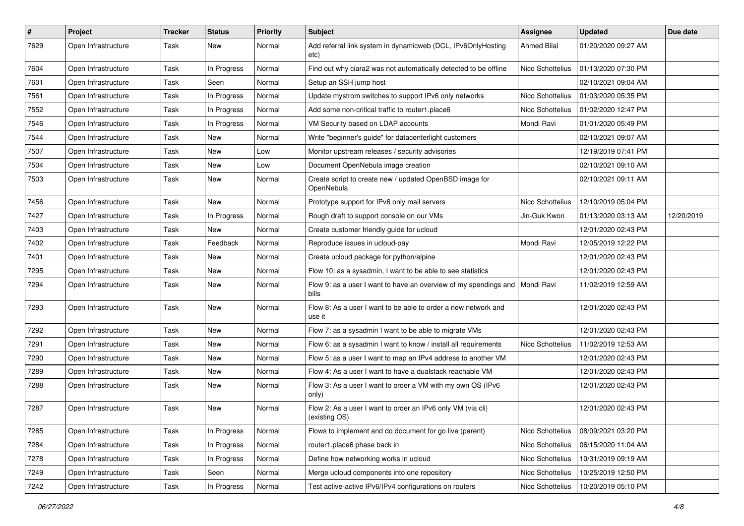| # | Project | Tracker | Status | Priority | Subject | Assignee | Updated | Due date |
|---|---|---|---|---|---|---|---|---|
| 7629 | Open Infrastructure | Task | New | Normal | Add referral link system in dynamicweb (DCL, IPv6OnlyHosting etc) | Ahmed Bilal | 01/20/2020 09:27 AM | |
| 7604 | Open Infrastructure | Task | In Progress | Normal | Find out why ciara2 was not automatically detected to be offline | Nico Schottelius | 01/13/2020 07:30 PM | |
| 7601 | Open Infrastructure | Task | Seen | Normal | Setup an SSH jump host | | 02/10/2021 09:04 AM | |
| 7561 | Open Infrastructure | Task | In Progress | Normal | Update mystrom switches to support IPv6 only networks | Nico Schottelius | 01/03/2020 05:35 PM | |
| 7552 | Open Infrastructure | Task | In Progress | Normal | Add some non-critical traffic to router1.place6 | Nico Schottelius | 01/02/2020 12:47 PM | |
| 7546 | Open Infrastructure | Task | In Progress | Normal | VM Security based on LDAP accounts | Mondi Ravi | 01/01/2020 05:49 PM | |
| 7544 | Open Infrastructure | Task | New | Normal | Write "beginner's guide" for datacenterlight customers | | 02/10/2021 09:07 AM | |
| 7507 | Open Infrastructure | Task | New | Low | Monitor upstream releases / security advisories | | 12/19/2019 07:41 PM | |
| 7504 | Open Infrastructure | Task | New | Low | Document OpenNebula image creation | | 02/10/2021 09:10 AM | |
| 7503 | Open Infrastructure | Task | New | Normal | Create script to create new / updated OpenBSD image for OpenNebula | | 02/10/2021 09:11 AM | |
| 7456 | Open Infrastructure | Task | New | Normal | Prototype support for IPv6 only mail servers | Nico Schottelius | 12/10/2019 05:04 PM | |
| 7427 | Open Infrastructure | Task | In Progress | Normal | Rough draft to support console on our VMs | Jin-Guk Kwon | 01/13/2020 03:13 AM | 12/20/2019 |
| 7403 | Open Infrastructure | Task | New | Normal | Create customer friendly guide for ucloud | | 12/01/2020 02:43 PM | |
| 7402 | Open Infrastructure | Task | Feedback | Normal | Reproduce issues in ucloud-pay | Mondi Ravi | 12/05/2019 12:22 PM | |
| 7401 | Open Infrastructure | Task | New | Normal | Create ucloud package for python/alpine | | 12/01/2020 02:43 PM | |
| 7295 | Open Infrastructure | Task | New | Normal | Flow 10: as a sysadmin, I want to be able to see statistics | | 12/01/2020 02:43 PM | |
| 7294 | Open Infrastructure | Task | New | Normal | Flow 9: as a user I want to have an overview of my spendings and bills | Mondi Ravi | 11/02/2019 12:59 AM | |
| 7293 | Open Infrastructure | Task | New | Normal | Flow 8: As a user I want to be able to order a new network and use it | | 12/01/2020 02:43 PM | |
| 7292 | Open Infrastructure | Task | New | Normal | Flow 7: as a sysadmin I want to be able to migrate VMs | | 12/01/2020 02:43 PM | |
| 7291 | Open Infrastructure | Task | New | Normal | Flow 6: as a sysadmin I want to know / install all requirements | Nico Schottelius | 11/02/2019 12:53 AM | |
| 7290 | Open Infrastructure | Task | New | Normal | Flow 5: as a user I want to map an IPv4 address to another VM | | 12/01/2020 02:43 PM | |
| 7289 | Open Infrastructure | Task | New | Normal | Flow 4: As a user I want to have a dualstack reachable VM | | 12/01/2020 02:43 PM | |
| 7288 | Open Infrastructure | Task | New | Normal | Flow 3: As a user I want to order a VM with my own OS (IPv6 only) | | 12/01/2020 02:43 PM | |
| 7287 | Open Infrastructure | Task | New | Normal | Flow 2: As a user I want to order an IPv6 only VM (via cli) (existing OS) | | 12/01/2020 02:43 PM | |
| 7285 | Open Infrastructure | Task | In Progress | Normal | Flows to implement and do document for go live (parent) | Nico Schottelius | 08/09/2021 03:20 PM | |
| 7284 | Open Infrastructure | Task | In Progress | Normal | router1.place6 phase back in | Nico Schottelius | 06/15/2020 11:04 AM | |
| 7278 | Open Infrastructure | Task | In Progress | Normal | Define how networking works in ucloud | Nico Schottelius | 10/31/2019 09:19 AM | |
| 7249 | Open Infrastructure | Task | Seen | Normal | Merge ucloud components into one repository | Nico Schottelius | 10/25/2019 12:50 PM | |
| 7242 | Open Infrastructure | Task | In Progress | Normal | Test active-active IPv6/IPv4 configurations on routers | Nico Schottelius | 10/20/2019 05:10 PM | |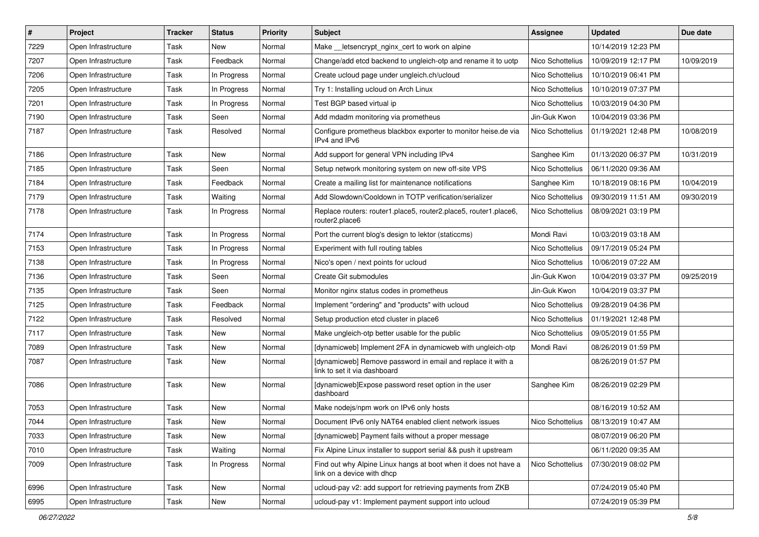| # | Project | Tracker | Status | Priority | Subject | Assignee | Updated | Due date |
|---|---|---|---|---|---|---|---|---|
| 7229 | Open Infrastructure | Task | New | Normal | Make __letsencrypt_nginx_cert to work on alpine | | 10/14/2019 12:23 PM | |
| 7207 | Open Infrastructure | Task | Feedback | Normal | Change/add etcd backend to ungleich-otp and rename it to uotp | Nico Schottelius | 10/09/2019 12:17 PM | 10/09/2019 |
| 7206 | Open Infrastructure | Task | In Progress | Normal | Create ucloud page under ungleich.ch/ucloud | Nico Schottelius | 10/10/2019 06:41 PM | |
| 7205 | Open Infrastructure | Task | In Progress | Normal | Try 1: Installing ucloud on Arch Linux | Nico Schottelius | 10/10/2019 07:37 PM | |
| 7201 | Open Infrastructure | Task | In Progress | Normal | Test BGP based virtual ip | Nico Schottelius | 10/03/2019 04:30 PM | |
| 7190 | Open Infrastructure | Task | Seen | Normal | Add mdadm monitoring via prometheus | Jin-Guk Kwon | 10/04/2019 03:36 PM | |
| 7187 | Open Infrastructure | Task | Resolved | Normal | Configure prometheus blackbox exporter to monitor heise.de via IPv4 and IPv6 | Nico Schottelius | 01/19/2021 12:48 PM | 10/08/2019 |
| 7186 | Open Infrastructure | Task | New | Normal | Add support for general VPN including IPv4 | Sanghee Kim | 01/13/2020 06:37 PM | 10/31/2019 |
| 7185 | Open Infrastructure | Task | Seen | Normal | Setup network monitoring system on new off-site VPS | Nico Schottelius | 06/11/2020 09:36 AM | |
| 7184 | Open Infrastructure | Task | Feedback | Normal | Create a mailing list for maintenance notifications | Sanghee Kim | 10/18/2019 08:16 PM | 10/04/2019 |
| 7179 | Open Infrastructure | Task | Waiting | Normal | Add Slowdown/Cooldown in TOTP verification/serializer | Nico Schottelius | 09/30/2019 11:51 AM | 09/30/2019 |
| 7178 | Open Infrastructure | Task | In Progress | Normal | Replace routers: router1.place5, router2.place5, router1.place6, router2.place6 | Nico Schottelius | 08/09/2021 03:19 PM | |
| 7174 | Open Infrastructure | Task | In Progress | Normal | Port the current blog's design to lektor (staticcms) | Mondi Ravi | 10/03/2019 03:18 AM | |
| 7153 | Open Infrastructure | Task | In Progress | Normal | Experiment with full routing tables | Nico Schottelius | 09/17/2019 05:24 PM | |
| 7138 | Open Infrastructure | Task | In Progress | Normal | Nico's open / next points for ucloud | Nico Schottelius | 10/06/2019 07:22 AM | |
| 7136 | Open Infrastructure | Task | Seen | Normal | Create Git submodules | Jin-Guk Kwon | 10/04/2019 03:37 PM | 09/25/2019 |
| 7135 | Open Infrastructure | Task | Seen | Normal | Monitor nginx status codes in prometheus | Jin-Guk Kwon | 10/04/2019 03:37 PM | |
| 7125 | Open Infrastructure | Task | Feedback | Normal | Implement "ordering" and "products" with ucloud | Nico Schottelius | 09/28/2019 04:36 PM | |
| 7122 | Open Infrastructure | Task | Resolved | Normal | Setup production etcd cluster in place6 | Nico Schottelius | 01/19/2021 12:48 PM | |
| 7117 | Open Infrastructure | Task | New | Normal | Make ungleich-otp better usable for the public | Nico Schottelius | 09/05/2019 01:55 PM | |
| 7089 | Open Infrastructure | Task | New | Normal | [dynamicweb] Implement 2FA in dynamicweb with ungleich-otp | Mondi Ravi | 08/26/2019 01:59 PM | |
| 7087 | Open Infrastructure | Task | New | Normal | [dynamicweb] Remove password in email and replace it with a link to set it via dashboard | | 08/26/2019 01:57 PM | |
| 7086 | Open Infrastructure | Task | New | Normal | [dynamicweb]Expose password reset option in the user dashboard | Sanghee Kim | 08/26/2019 02:29 PM | |
| 7053 | Open Infrastructure | Task | New | Normal | Make nodejs/npm work on IPv6 only hosts | | 08/16/2019 10:52 AM | |
| 7044 | Open Infrastructure | Task | New | Normal | Document IPv6 only NAT64 enabled client network issues | Nico Schottelius | 08/13/2019 10:47 AM | |
| 7033 | Open Infrastructure | Task | New | Normal | [dynamicweb] Payment fails without a proper message | | 08/07/2019 06:20 PM | |
| 7010 | Open Infrastructure | Task | Waiting | Normal | Fix Alpine Linux installer to support serial && push it upstream | | 06/11/2020 09:35 AM | |
| 7009 | Open Infrastructure | Task | In Progress | Normal | Find out why Alpine Linux hangs at boot when it does not have a link on a device with dhcp | Nico Schottelius | 07/30/2019 08:02 PM | |
| 6996 | Open Infrastructure | Task | New | Normal | ucloud-pay v2: add support for retrieving payments from ZKB | | 07/24/2019 05:40 PM | |
| 6995 | Open Infrastructure | Task | New | Normal | ucloud-pay v1: Implement payment support into ucloud | | 07/24/2019 05:39 PM | |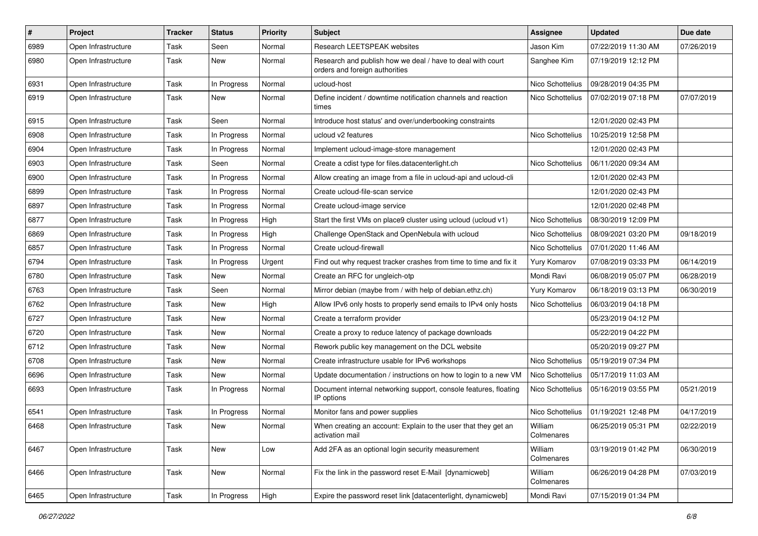| # | Project | Tracker | Status | Priority | Subject | Assignee | Updated | Due date |
|---|---|---|---|---|---|---|---|---|
| 6989 | Open Infrastructure | Task | Seen | Normal | Research LEETSPEAK websites | Jason Kim | 07/22/2019 11:30 AM | 07/26/2019 |
| 6980 | Open Infrastructure | Task | New | Normal | Research and publish how we deal / have to deal with court orders and foreign authorities | Sanghee Kim | 07/19/2019 12:12 PM | |
| 6931 | Open Infrastructure | Task | In Progress | Normal | ucloud-host | Nico Schottelius | 09/28/2019 04:35 PM | |
| 6919 | Open Infrastructure | Task | New | Normal | Define incident / downtime notification channels and reaction times | Nico Schottelius | 07/02/2019 07:18 PM | 07/07/2019 |
| 6915 | Open Infrastructure | Task | Seen | Normal | Introduce host status' and over/underbooking constraints | | 12/01/2020 02:43 PM | |
| 6908 | Open Infrastructure | Task | In Progress | Normal | ucloud v2 features | Nico Schottelius | 10/25/2019 12:58 PM | |
| 6904 | Open Infrastructure | Task | In Progress | Normal | Implement ucloud-image-store management | | 12/01/2020 02:43 PM | |
| 6903 | Open Infrastructure | Task | Seen | Normal | Create a cdist type for files.datacenterlight.ch | Nico Schottelius | 06/11/2020 09:34 AM | |
| 6900 | Open Infrastructure | Task | In Progress | Normal | Allow creating an image from a file in ucloud-api and ucloud-cli | | 12/01/2020 02:43 PM | |
| 6899 | Open Infrastructure | Task | In Progress | Normal | Create ucloud-file-scan service | | 12/01/2020 02:43 PM | |
| 6897 | Open Infrastructure | Task | In Progress | Normal | Create ucloud-image service | | 12/01/2020 02:48 PM | |
| 6877 | Open Infrastructure | Task | In Progress | High | Start the first VMs on place9 cluster using ucloud (ucloud v1) | Nico Schottelius | 08/30/2019 12:09 PM | |
| 6869 | Open Infrastructure | Task | In Progress | High | Challenge OpenStack and OpenNebula with ucloud | Nico Schottelius | 08/09/2021 03:20 PM | 09/18/2019 |
| 6857 | Open Infrastructure | Task | In Progress | Normal | Create ucloud-firewall | Nico Schottelius | 07/01/2020 11:46 AM | |
| 6794 | Open Infrastructure | Task | In Progress | Urgent | Find out why request tracker crashes from time to time and fix it | Yury Komarov | 07/08/2019 03:33 PM | 06/14/2019 |
| 6780 | Open Infrastructure | Task | New | Normal | Create an RFC for ungleich-otp | Mondi Ravi | 06/08/2019 05:07 PM | 06/28/2019 |
| 6763 | Open Infrastructure | Task | Seen | Normal | Mirror debian (maybe from / with help of debian.ethz.ch) | Yury Komarov | 06/18/2019 03:13 PM | 06/30/2019 |
| 6762 | Open Infrastructure | Task | New | High | Allow IPv6 only hosts to properly send emails to IPv4 only hosts | Nico Schottelius | 06/03/2019 04:18 PM | |
| 6727 | Open Infrastructure | Task | New | Normal | Create a terraform provider | | 05/23/2019 04:12 PM | |
| 6720 | Open Infrastructure | Task | New | Normal | Create a proxy to reduce latency of package downloads | | 05/22/2019 04:22 PM | |
| 6712 | Open Infrastructure | Task | New | Normal | Rework public key management on the DCL website | | 05/20/2019 09:27 PM | |
| 6708 | Open Infrastructure | Task | New | Normal | Create infrastructure usable for IPv6 workshops | Nico Schottelius | 05/19/2019 07:34 PM | |
| 6696 | Open Infrastructure | Task | New | Normal | Update documentation / instructions on how to login to a new VM | Nico Schottelius | 05/17/2019 11:03 AM | |
| 6693 | Open Infrastructure | Task | In Progress | Normal | Document internal networking support, console features, floating IP options | Nico Schottelius | 05/16/2019 03:55 PM | 05/21/2019 |
| 6541 | Open Infrastructure | Task | In Progress | Normal | Monitor fans and power supplies | Nico Schottelius | 01/19/2021 12:48 PM | 04/17/2019 |
| 6468 | Open Infrastructure | Task | New | Normal | When creating an account: Explain to the user that they get an activation mail | William Colmenares | 06/25/2019 05:31 PM | 02/22/2019 |
| 6467 | Open Infrastructure | Task | New | Low | Add 2FA as an optional login security measurement | William Colmenares | 03/19/2019 01:42 PM | 06/30/2019 |
| 6466 | Open Infrastructure | Task | New | Normal | Fix the link in the password reset E-Mail [dynamicweb] | William Colmenares | 06/26/2019 04:28 PM | 07/03/2019 |
| 6465 | Open Infrastructure | Task | In Progress | High | Expire the password reset link [datacenterlight, dynamicweb] | Mondi Ravi | 07/15/2019 01:34 PM | |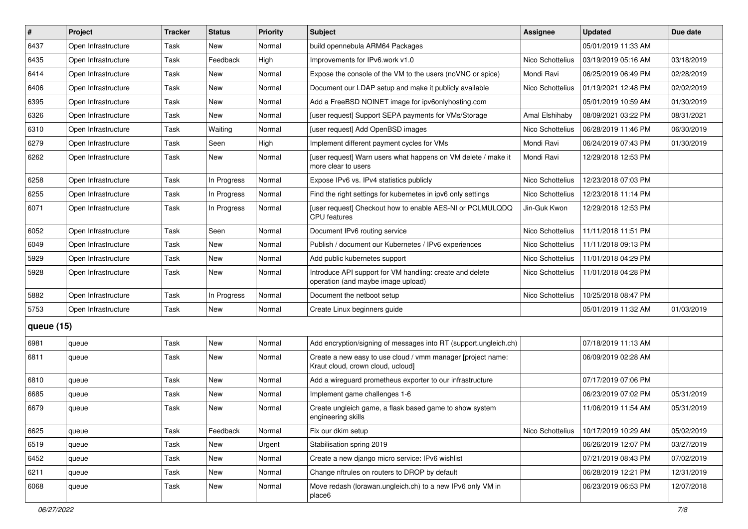| # | Project | Tracker | Status | Priority | Subject | Assignee | Updated | Due date |
|---|---|---|---|---|---|---|---|---|
| 6437 | Open Infrastructure | Task | New | Normal | build opennebula ARM64 Packages | | 05/01/2019 11:33 AM | |
| 6435 | Open Infrastructure | Task | Feedback | High | Improvements for IPv6.work v1.0 | Nico Schottelius | 03/19/2019 05:16 AM | 03/18/2019 |
| 6414 | Open Infrastructure | Task | New | Normal | Expose the console of the VM to the users (noVNC or spice) | Mondi Ravi | 06/25/2019 06:49 PM | 02/28/2019 |
| 6406 | Open Infrastructure | Task | New | Normal | Document our LDAP setup and make it publicly available | Nico Schottelius | 01/19/2021 12:48 PM | 02/02/2019 |
| 6395 | Open Infrastructure | Task | New | Normal | Add a FreeBSD NOINET image for ipv6onlyhosting.com | | 05/01/2019 10:59 AM | 01/30/2019 |
| 6326 | Open Infrastructure | Task | New | Normal | [user request] Support SEPA payments for VMs/Storage | Amal Elshihaby | 08/09/2021 03:22 PM | 08/31/2021 |
| 6310 | Open Infrastructure | Task | Waiting | Normal | [user request] Add OpenBSD images | Nico Schottelius | 06/28/2019 11:46 PM | 06/30/2019 |
| 6279 | Open Infrastructure | Task | Seen | High | Implement different payment cycles for VMs | Mondi Ravi | 06/24/2019 07:43 PM | 01/30/2019 |
| 6262 | Open Infrastructure | Task | New | Normal | [user request] Warn users what happens on VM delete / make it more clear to users | Mondi Ravi | 12/29/2018 12:53 PM | |
| 6258 | Open Infrastructure | Task | In Progress | Normal | Expose IPv6 vs. IPv4 statistics publicly | Nico Schottelius | 12/23/2018 07:03 PM | |
| 6255 | Open Infrastructure | Task | In Progress | Normal | Find the right settings for kubernetes in ipv6 only settings | Nico Schottelius | 12/23/2018 11:14 PM | |
| 6071 | Open Infrastructure | Task | In Progress | Normal | [user request] Checkout how to enable AES-NI or PCLMULQDQ CPU features | Jin-Guk Kwon | 12/29/2018 12:53 PM | |
| 6052 | Open Infrastructure | Task | Seen | Normal | Document IPv6 routing service | Nico Schottelius | 11/11/2018 11:51 PM | |
| 6049 | Open Infrastructure | Task | New | Normal | Publish / document our Kubernetes / IPv6 experiences | Nico Schottelius | 11/11/2018 09:13 PM | |
| 5929 | Open Infrastructure | Task | New | Normal | Add public kubernetes support | Nico Schottelius | 11/01/2018 04:29 PM | |
| 5928 | Open Infrastructure | Task | New | Normal | Introduce API support for VM handling: create and delete operation (and maybe image upload) | Nico Schottelius | 11/01/2018 04:28 PM | |
| 5882 | Open Infrastructure | Task | In Progress | Normal | Document the netboot setup | Nico Schottelius | 10/25/2018 08:47 PM | |
| 5753 | Open Infrastructure | Task | New | Normal | Create Linux beginners guide | | 05/01/2019 11:32 AM | 01/03/2019 |
| **queue (15)** | | | | | | | | |
| 6981 | queue | Task | New | Normal | Add encryption/signing of messages into RT (support.ungleich.ch) | | 07/18/2019 11:13 AM | |
| 6811 | queue | Task | New | Normal | Create a new easy to use cloud / vmm manager [project name: Kraut cloud, crown cloud, ucloud] | | 06/09/2019 02:28 AM | |
| 6810 | queue | Task | New | Normal | Add a wireguard prometheus exporter to our infrastructure | | 07/17/2019 07:06 PM | |
| 6685 | queue | Task | New | Normal | Implement game challenges 1-6 | | 06/23/2019 07:02 PM | 05/31/2019 |
| 6679 | queue | Task | New | Normal | Create ungleich game, a flask based game to show system engineering skills | | 11/06/2019 11:54 AM | 05/31/2019 |
| 6625 | queue | Task | Feedback | Normal | Fix our dkim setup | Nico Schottelius | 10/17/2019 10:29 AM | 05/02/2019 |
| 6519 | queue | Task | New | Urgent | Stabilisation spring 2019 | | 06/26/2019 12:07 PM | 03/27/2019 |
| 6452 | queue | Task | New | Normal | Create a new django micro service: IPv6 wishlist | | 07/21/2019 08:43 PM | 07/02/2019 |
| 6211 | queue | Task | New | Normal | Change nftrules on routers to DROP by default | | 06/28/2019 12:21 PM | 12/31/2019 |
| 6068 | queue | Task | New | Normal | Move redash (lorawan.ungleich.ch) to a new IPv6 only VM in place6 | | 06/23/2019 06:53 PM | 12/07/2018 |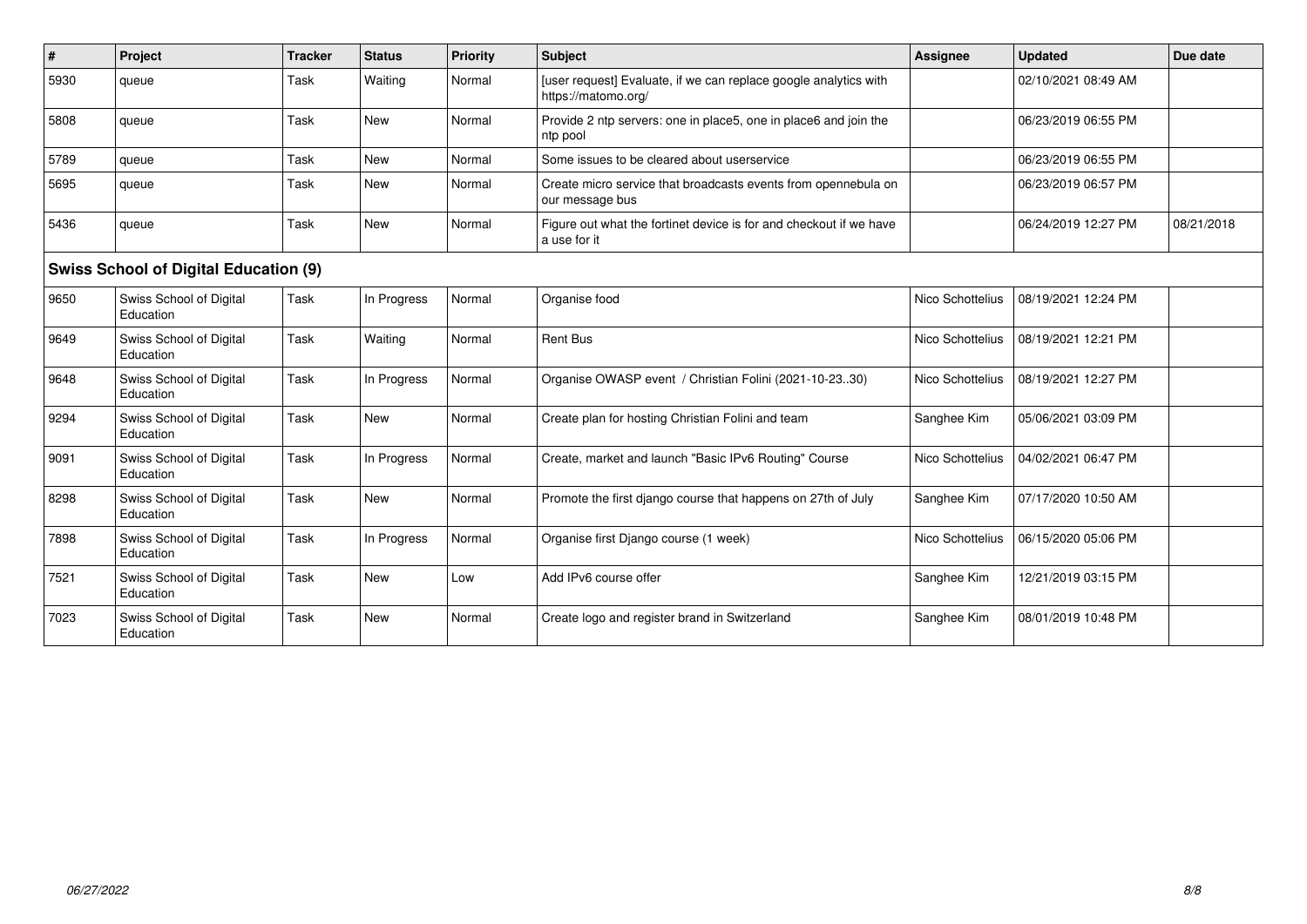| # | Project | Tracker | Status | Priority | Subject | Assignee | Updated | Due date |
|---|---|---|---|---|---|---|---|---|
| 5930 | queue | Task | Waiting | Normal | [user request] Evaluate, if we can replace google analytics with https://matomo.org/ | | 02/10/2021 08:49 AM | |
| 5808 | queue | Task | New | Normal | Provide 2 ntp servers: one in place5, one in place6 and join the ntp pool | | 06/23/2019 06:55 PM | |
| 5789 | queue | Task | New | Normal | Some issues to be cleared about userservice | | 06/23/2019 06:55 PM | |
| 5695 | queue | Task | New | Normal | Create micro service that broadcasts events from opennebula on our message bus | | 06/23/2019 06:57 PM | |
| 5436 | queue | Task | New | Normal | Figure out what the fortinet device is for and checkout if we have a use for it | | 06/24/2019 12:27 PM | 08/21/2018 |
| **Swiss School of Digital Education (9)** | | | | | | | | |
| 9650 | Swiss School of Digital Education | Task | In Progress | Normal | Organise food | Nico Schottelius | 08/19/2021 12:24 PM | |
| 9649 | Swiss School of Digital Education | Task | Waiting | Normal | Rent Bus | Nico Schottelius | 08/19/2021 12:21 PM | |
| 9648 | Swiss School of Digital Education | Task | In Progress | Normal | Organise OWASP event / Christian Folini (2021-10-23..30) | Nico Schottelius | 08/19/2021 12:27 PM | |
| 9294 | Swiss School of Digital Education | Task | New | Normal | Create plan for hosting Christian Folini and team | Sanghee Kim | 05/06/2021 03:09 PM | |
| 9091 | Swiss School of Digital Education | Task | In Progress | Normal | Create, market and launch "Basic IPv6 Routing" Course | Nico Schottelius | 04/02/2021 06:47 PM | |
| 8298 | Swiss School of Digital Education | Task | New | Normal | Promote the first django course that happens on 27th of July | Sanghee Kim | 07/17/2020 10:50 AM | |
| 7898 | Swiss School of Digital Education | Task | In Progress | Normal | Organise first Django course (1 week) | Nico Schottelius | 06/15/2020 05:06 PM | |
| 7521 | Swiss School of Digital Education | Task | New | Low | Add IPv6 course offer | Sanghee Kim | 12/21/2019 03:15 PM | |
| 7023 | Swiss School of Digital Education | Task | New | Normal | Create logo and register brand in Switzerland | Sanghee Kim | 08/01/2019 10:48 PM | |